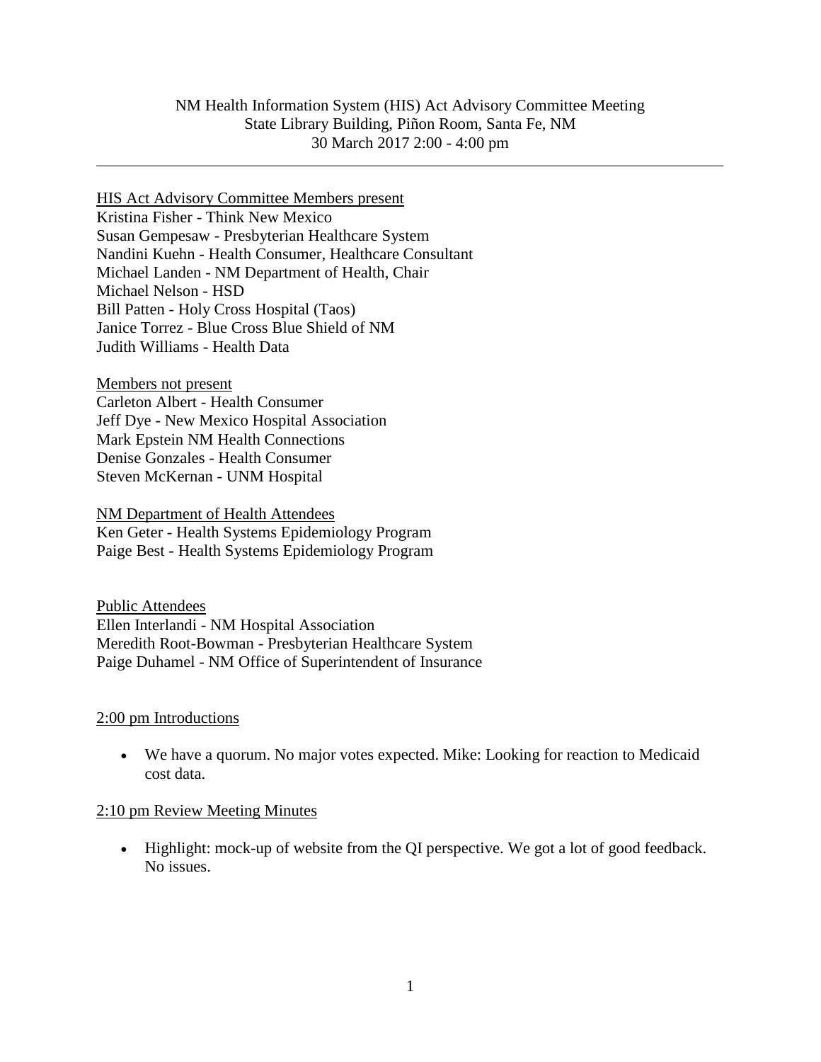NM Health Information System (HIS) Act Advisory Committee Meeting
State Library Building, Piñon Room, Santa Fe, NM
30 March 2017 2:00 - 4:00 pm

---

HIS Act Advisory Committee Members present

Kristina Fisher - Think New Mexico
Susan Gempesaw - Presbyterian Healthcare System
Nandini Kuehn - Health Consumer, Healthcare Consultant
Michael Landen - NM Department of Health, Chair
Michael Nelson - HSD
Bill Patten - Holy Cross Hospital (Taos)
Janice Torrez - Blue Cross Blue Shield of NM
Judith Williams - Health Data

Members not present

Carleton Albert - Health Consumer
Jeff Dye - New Mexico Hospital Association
Mark Epstein NM Health Connections
Denise Gonzales - Health Consumer
Steven McKernan - UNM Hospital

NM Department of Health Attendees

Ken Geter - Health Systems Epidemiology Program
Paige Best - Health Systems Epidemiology Program

Public Attendees

Ellen Interlandi - NM Hospital Association
Meredith Root-Bowman - Presbyterian Healthcare System
Paige Duhamel - NM Office of Superintendent of Insurance

2:00 pm Introductions

- We have a quorum. No major votes expected. Mike: Looking for reaction to Medicaid cost data.

2:10 pm Review Meeting Minutes

- Highlight: mock-up of website from the QI perspective. We got a lot of good feedback. No issues.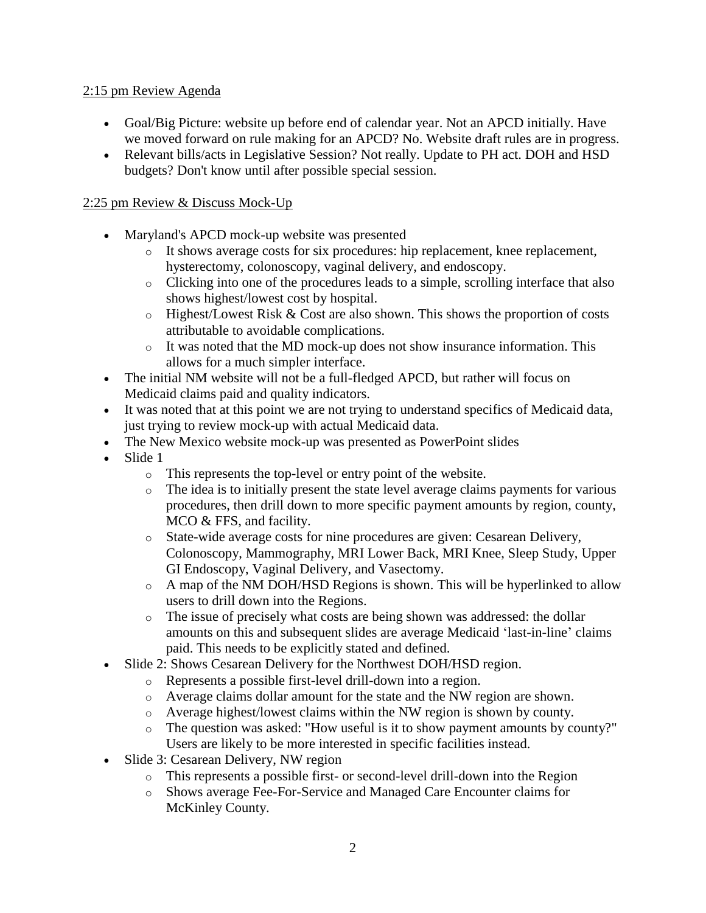2:15 pm Review Agenda

- Goal/Big Picture: website up before end of calendar year. Not an APCD initially. Have we moved forward on rule making for an APCD? No. Website draft rules are in progress.
- Relevant bills/acts in Legislative Session? Not really. Update to PH act. DOH and HSD budgets? Don't know until after possible special session.

2:25 pm Review & Discuss Mock-Up

- Maryland's APCD mock-up website was presented
  - It shows average costs for six procedures: hip replacement, knee replacement, hysterectomy, colonoscopy, vaginal delivery, and endoscopy.
  - Clicking into one of the procedures leads to a simple, scrolling interface that also shows highest/lowest cost by hospital.
  - Highest/Lowest Risk & Cost are also shown. This shows the proportion of costs attributable to avoidable complications.
  - It was noted that the MD mock-up does not show insurance information. This allows for a much simpler interface.
- The initial NM website will not be a full-fledged APCD, but rather will focus on Medicaid claims paid and quality indicators.
- It was noted that at this point we are not trying to understand specifics of Medicaid data, just trying to review mock-up with actual Medicaid data.
- The New Mexico website mock-up was presented as PowerPoint slides
- Slide 1
  - This represents the top-level or entry point of the website.
  - The idea is to initially present the state level average claims payments for various procedures, then drill down to more specific payment amounts by region, county, MCO & FFS, and facility.
  - State-wide average costs for nine procedures are given: Cesarean Delivery, Colonoscopy, Mammography, MRI Lower Back, MRI Knee, Sleep Study, Upper GI Endoscopy, Vaginal Delivery, and Vasectomy.
  - A map of the NM DOH/HSD Regions is shown. This will be hyperlinked to allow users to drill down into the Regions.
  - The issue of precisely what costs are being shown was addressed: the dollar amounts on this and subsequent slides are average Medicaid 'last-in-line' claims paid. This needs to be explicitly stated and defined.
- Slide 2: Shows Cesarean Delivery for the Northwest DOH/HSD region.
  - Represents a possible first-level drill-down into a region.
  - Average claims dollar amount for the state and the NW region are shown.
  - Average highest/lowest claims within the NW region is shown by county.
  - The question was asked: "How useful is it to show payment amounts by county?" Users are likely to be more interested in specific facilities instead.
- Slide 3: Cesarean Delivery, NW region
  - This represents a possible first- or second-level drill-down into the Region
  - Shows average Fee-For-Service and Managed Care Encounter claims for McKinley County.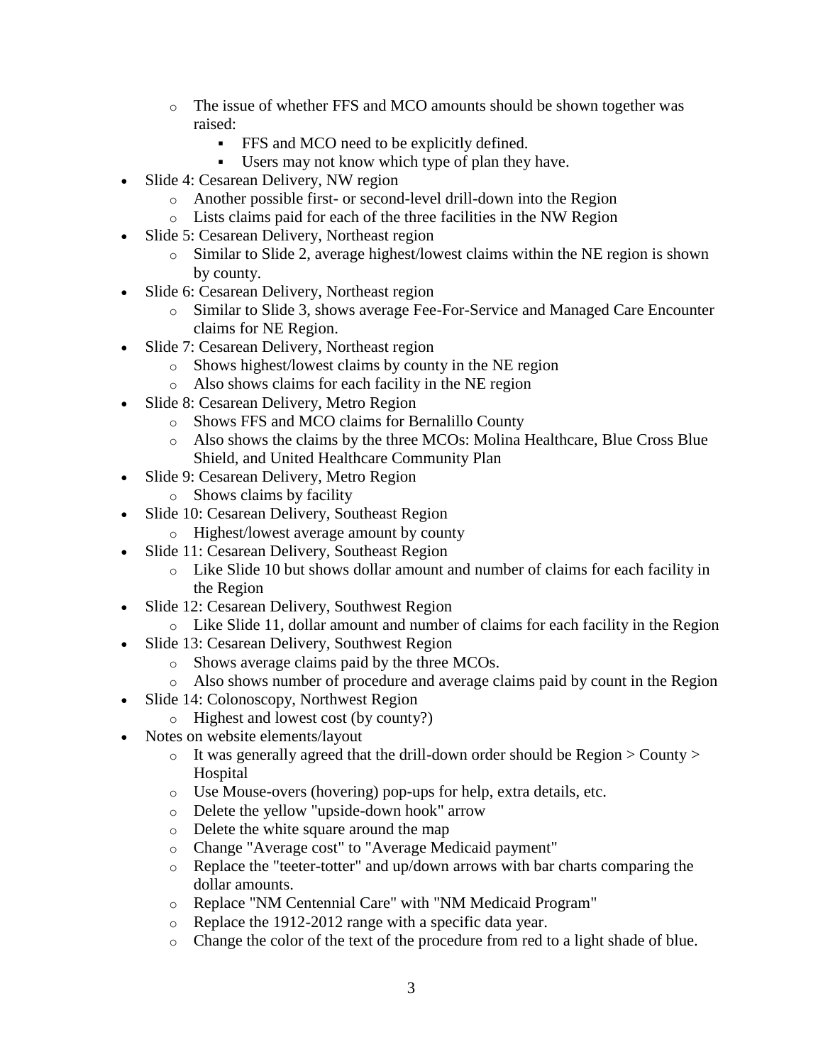- The issue of whether FFS and MCO amounts should be shown together was raised:
    - FFS and MCO need to be explicitly defined.
    - Users may not know which type of plan they have.
- Slide 4: Cesarean Delivery, NW region
  - Another possible first- or second-level drill-down into the Region
  - Lists claims paid for each of the three facilities in the NW Region
- Slide 5: Cesarean Delivery, Northeast region
  - Similar to Slide 2, average highest/lowest claims within the NE region is shown by county.
- Slide 6: Cesarean Delivery, Northeast region
  - Similar to Slide 3, shows average Fee-For-Service and Managed Care Encounter claims for NE Region.
- Slide 7: Cesarean Delivery, Northeast region
  - Shows highest/lowest claims by county in the NE region
  - Also shows claims for each facility in the NE region
- Slide 8: Cesarean Delivery, Metro Region
  - Shows FFS and MCO claims for Bernalillo County
  - Also shows the claims by the three MCOs: Molina Healthcare, Blue Cross Blue Shield, and United Healthcare Community Plan
- Slide 9: Cesarean Delivery, Metro Region
  - Shows claims by facility
- Slide 10: Cesarean Delivery, Southeast Region
  - Highest/lowest average amount by county
- Slide 11: Cesarean Delivery, Southeast Region
  - Like Slide 10 but shows dollar amount and number of claims for each facility in the Region
- Slide 12: Cesarean Delivery, Southwest Region
  - Like Slide 11, dollar amount and number of claims for each facility in the Region
- Slide 13: Cesarean Delivery, Southwest Region
  - Shows average claims paid by the three MCOs.
  - Also shows number of procedure and average claims paid by count in the Region
- Slide 14: Colonoscopy, Northwest Region
  - Highest and lowest cost (by county?)
- Notes on website elements/layout
  - It was generally agreed that the drill-down order should be Region > County > Hospital
  - Use Mouse-overs (hovering) pop-ups for help, extra details, etc.
  - Delete the yellow "upside-down hook" arrow
  - Delete the white square around the map
  - Change "Average cost" to "Average Medicaid payment"
  - Replace the "teeter-totter" and up/down arrows with bar charts comparing the dollar amounts.
  - Replace "NM Centennial Care" with "NM Medicaid Program"
  - Replace the 1912-2012 range with a specific data year.
  - Change the color of the text of the procedure from red to a light shade of blue.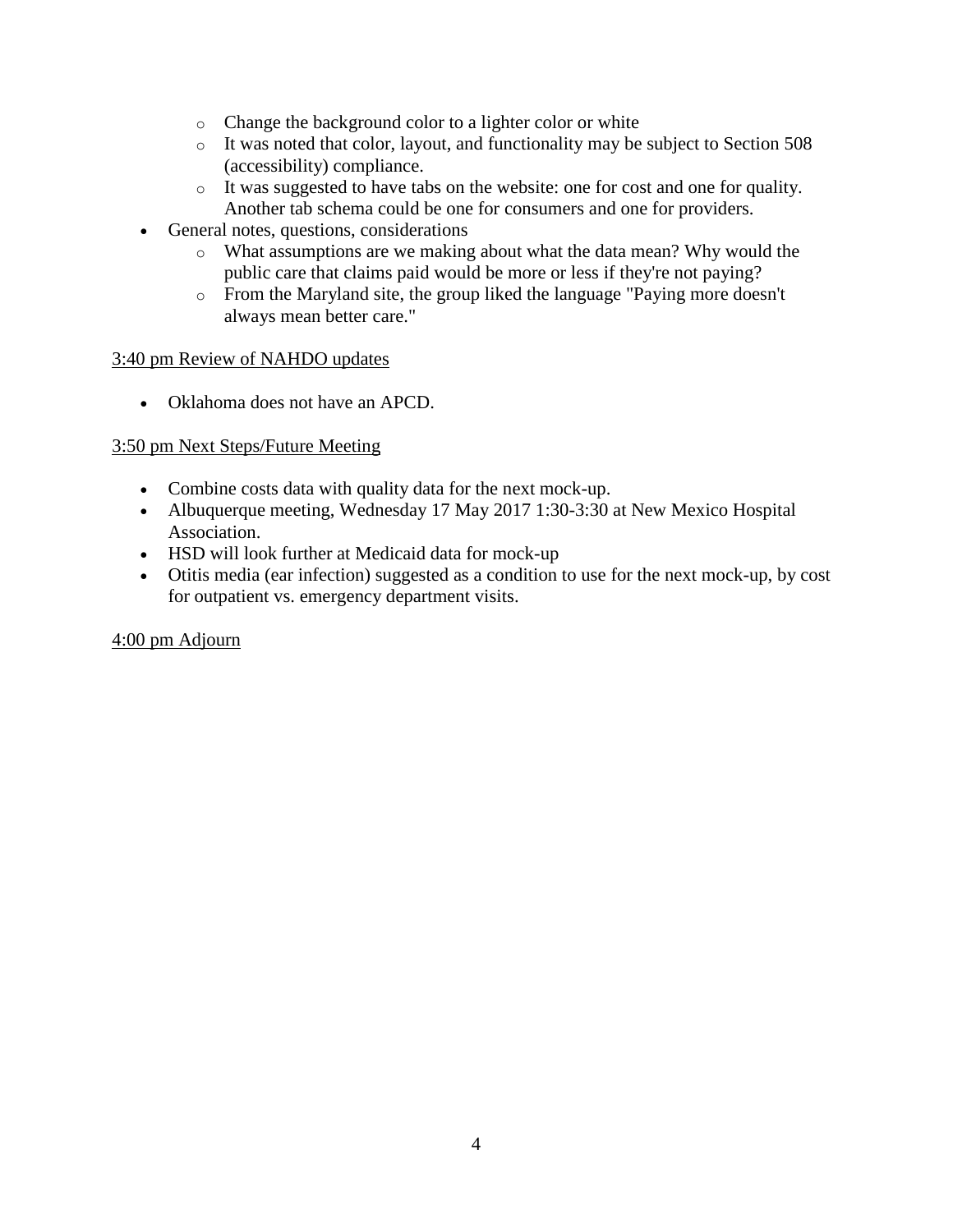- Change the background color to a lighter color or white
  - It was noted that color, layout, and functionality may be subject to Section 508 (accessibility) compliance.
  - It was suggested to have tabs on the website: one for cost and one for quality. Another tab schema could be one for consumers and one for providers.
- General notes, questions, considerations
  - What assumptions are we making about what the data mean? Why would the public care that claims paid would be more or less if they're not paying?
  - From the Maryland site, the group liked the language "Paying more doesn't always mean better care."

<u>3:40 pm Review of NAHDO updates</u>

- Oklahoma does not have an APCD.

<u>3:50 pm Next Steps/Future Meeting</u>

- Combine costs data with quality data for the next mock-up.
- Albuquerque meeting, Wednesday 17 May 2017 1:30-3:30 at New Mexico Hospital Association.
- HSD will look further at Medicaid data for mock-up
- Otitis media (ear infection) suggested as a condition to use for the next mock-up, by cost for outpatient vs. emergency department visits.

<u>4:00 pm Adjourn</u>